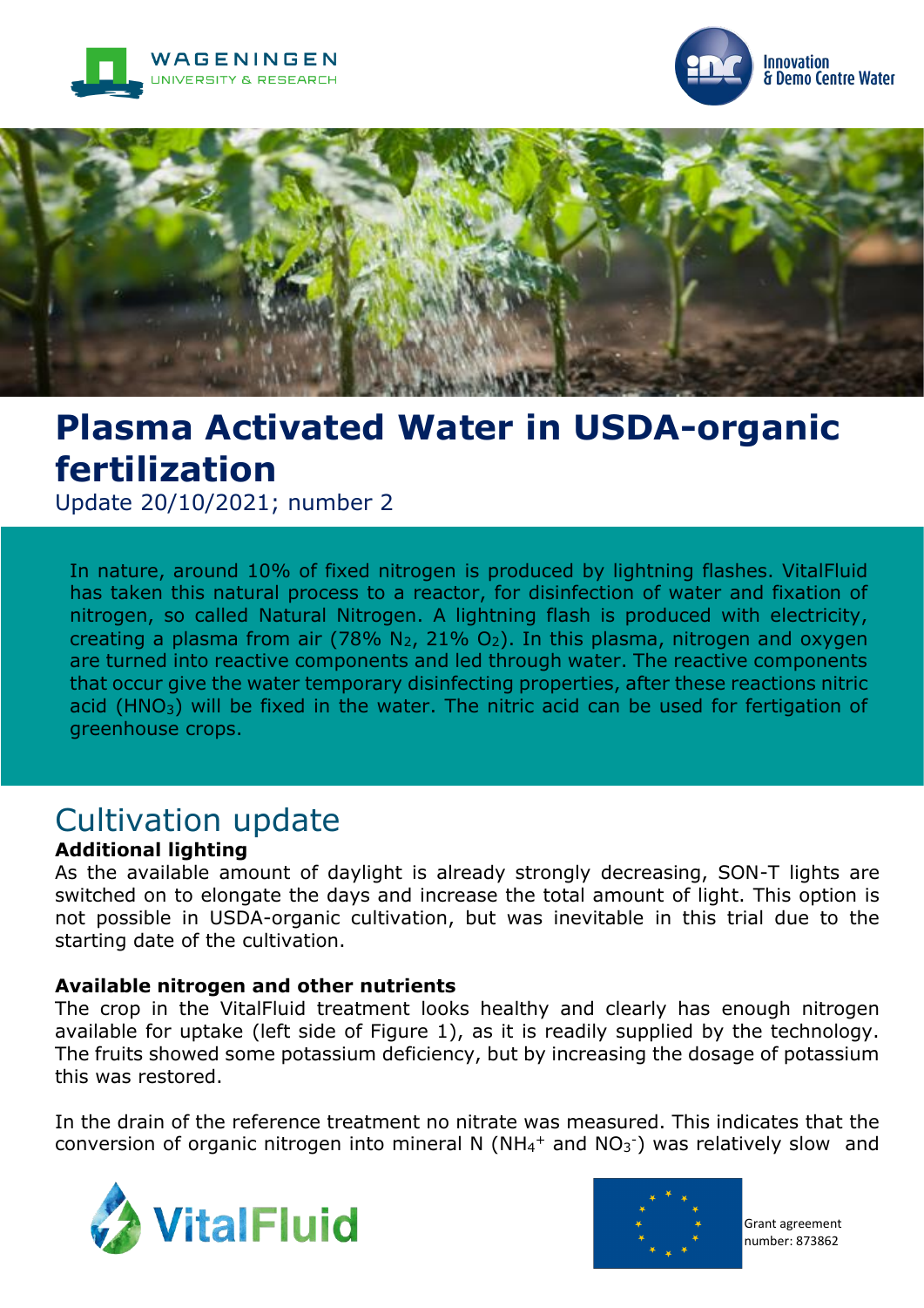# Plasma Activated Water in USDA-organic fertilization

Update 20/10/2021; number 2

In nature, around 10% of fixed nitrogen is produced by lightning flashes. VitalFluid has taken this natural process to a reactor, for disinfection of water and fixation of nitrogen, so called Natural Nitrogen. A lightning flash is produced with electricity, creating a plasma from air (78% $N_2$, 21% $O_2$). In this plasma, nitrogen and oxygen are turned into reactive components and led through water. The reactive components that occur give the water temporary disinfecting properties, after these reactions nitric acid ($HNO_3$) will be fixed in the water. The nitric acid can be used for fertigation of greenhouse crops.

## Cultivation update

**Additional lighting**

As the available amount of daylight is already strongly decreasing, SON-T lights are switched on to elongate the days and increase the total amount of light. This option is not possible in USDA-organic cultivation, but was inevitable in this trial due to the starting date of the cultivation.

**Available nitrogen and other nutrients**

The crop in the VitalFluid treatment looks healthy and clearly has enough nitrogen available for uptake (left side of Figure 1), as it is readily supplied by the technology. The fruits showed some potassium deficiency, but by increasing the dosage of potassium this was restored.

In the drain of the reference treatment no nitrate was measured. This indicates that the conversion of organic nitrogen into mineral N ($NH_4^+$ and $NO_3^-$) was relatively slow and

Grant agreement number: 873862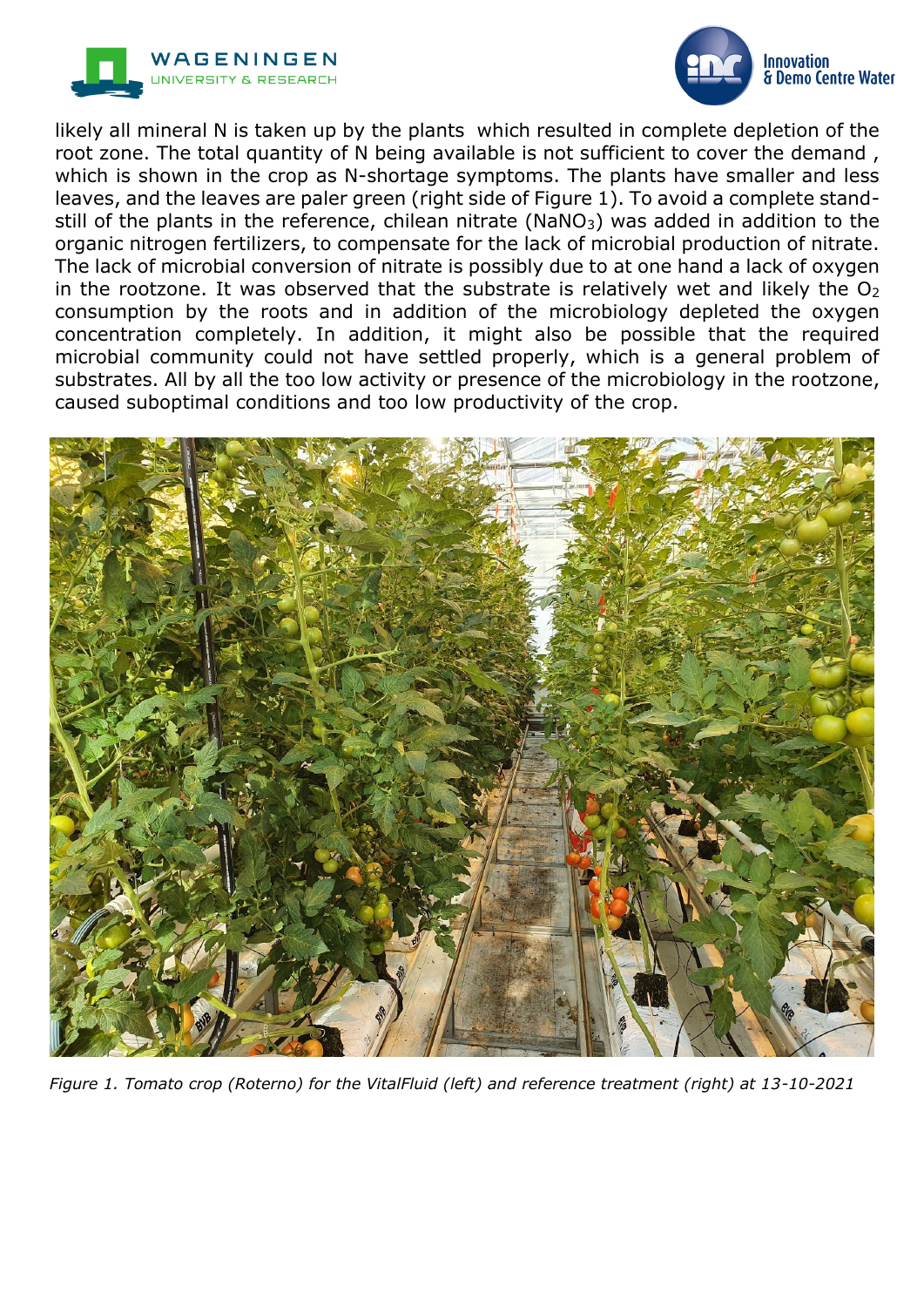likely all mineral N is taken up by the plants  which resulted in complete depletion of the root zone. The total quantity of N being available is not sufficient to cover the demand , which is shown in the crop as N-shortage symptoms. The plants have smaller and less leaves, and the leaves are paler green (right side of Figure 1). To avoid a complete stand-still of the plants in the reference, chilean nitrate ($NaNO_3$) was added in addition to the organic nitrogen fertilizers, to compensate for the lack of microbial production of nitrate. The lack of microbial conversion of nitrate is possibly due to at one hand a lack of oxygen in the rootzone. It was observed that the substrate is relatively wet and likely the $O_2$ consumption by the roots and in addition of the microbiology depleted the oxygen concentration completely. In addition, it might also be possible that the required microbial community could not have settled properly, which is a general problem of substrates. All by all the too low activity or presence of the microbiology in the rootzone, caused suboptimal conditions and too low productivity of the crop.

*Figure 1. Tomato crop (Roterno) for the VitalFluid (left) and reference treatment (right) at 13-10-2021*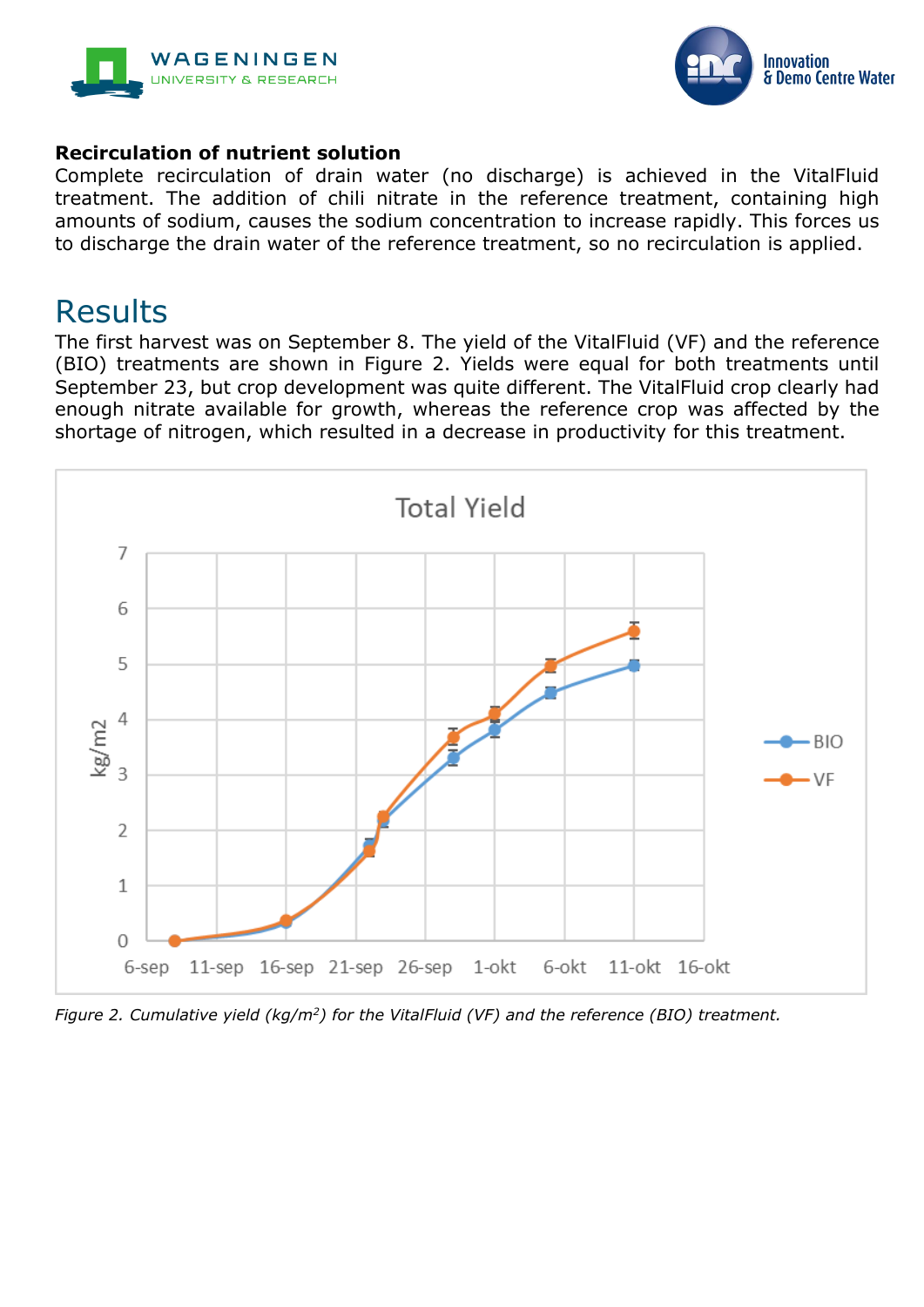**Recirculation of nutrient solution**

Complete recirculation of drain water (no discharge) is achieved in the VitalFluid treatment. The addition of chili nitrate in the reference treatment, containing high amounts of sodium, causes the sodium concentration to increase rapidly. This forces us to discharge the drain water of the reference treatment, so no recirculation is applied.

# Results

The first harvest was on September 8. The yield of the VitalFluid (VF) and the reference (BIO) treatments are shown in Figure 2. Yields were equal for both treatments until September 23, but crop development was quite different. The VitalFluid crop clearly had enough nitrate available for growth, whereas the reference crop was affected by the shortage of nitrogen, which resulted in a decrease in productivity for this treatment.

Total Yield

kg/m2

0
1
2
3
4
5
6
7

6-sep
11-sep
16-sep
21-sep
26-sep
1-okt
6-okt
11-okt
16-okt

BIO
VF

*Figure 2. Cumulative yield (kg/m$^2$) for the VitalFluid (VF) and the reference (BIO) treatment.*